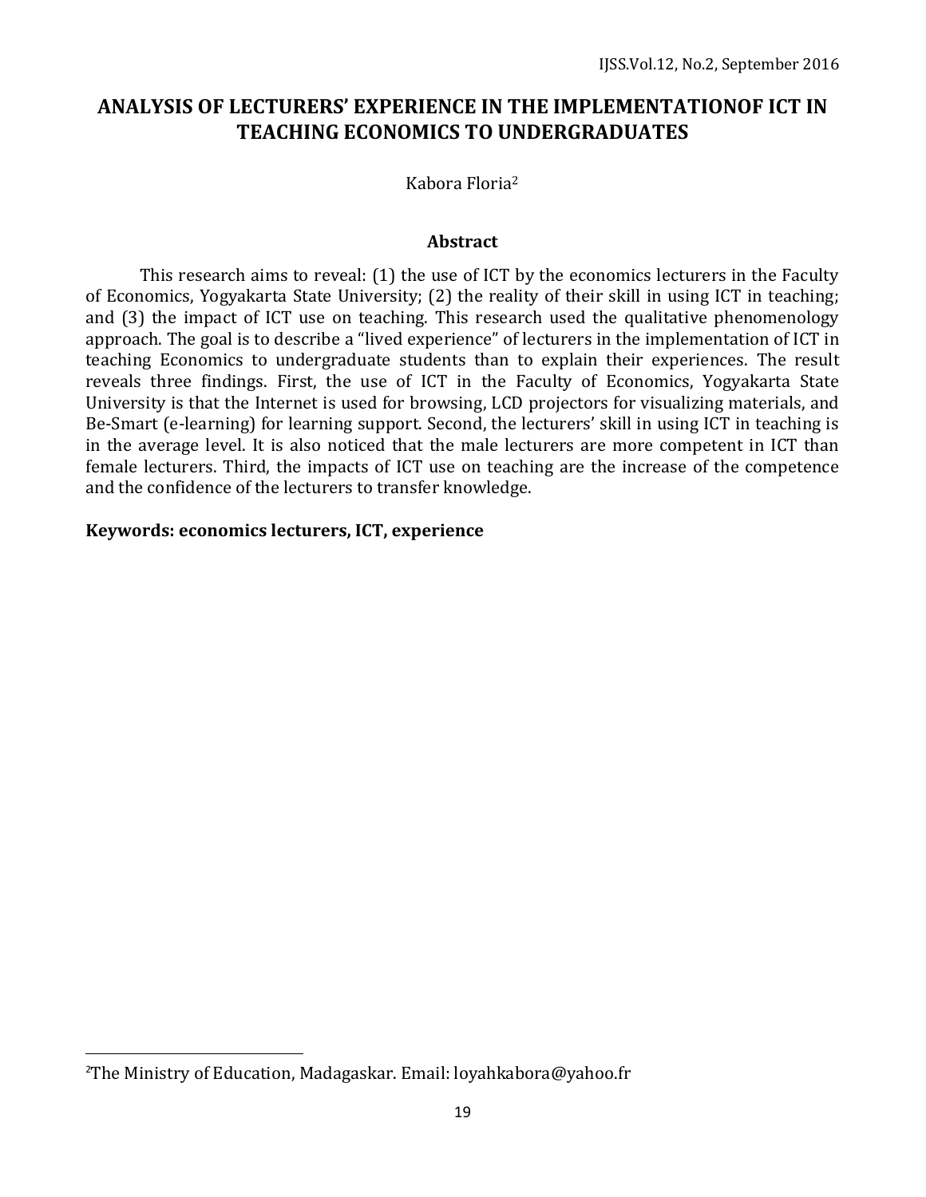# ANALYSIS OF LECTURERS' EXPERIENCE IN THE IMPLEMENTATIONOF ICT IN TEACHING ECONOMICS TO UNDERGRADUATES

Kabora Floria[2]

## Abstract

This research aims to reveal: (1) the use of ICT by the economics lecturers in the Faculty of Economics, Yogyakarta State University; (2) the reality of their skill in using ICT in teaching; and (3) the impact of ICT use on teaching. This research used the qualitative phenomenology approach. The goal is to describe a "lived experience" of lecturers in the implementation of ICT in teaching Economics to undergraduate students than to explain their experiences. The result reveals three findings. First, the use of ICT in the Faculty of Economics, Yogyakarta State University is that the Internet is used for browsing, LCD projectors for visualizing materials, and Be-Smart (e-learning) for learning support. Second, the lecturers' skill in using ICT in teaching is in the average level. It is also noticed that the male lecturers are more competent in ICT than female lecturers. Third, the impacts of ICT use on teaching are the increase of the competence and the confidence of the lecturers to transfer knowledge.

**Keywords: economics lecturers, ICT, experience**

---

[2]The Ministry of Education, Madagaskar. Email: loyahkabora@yahoo.fr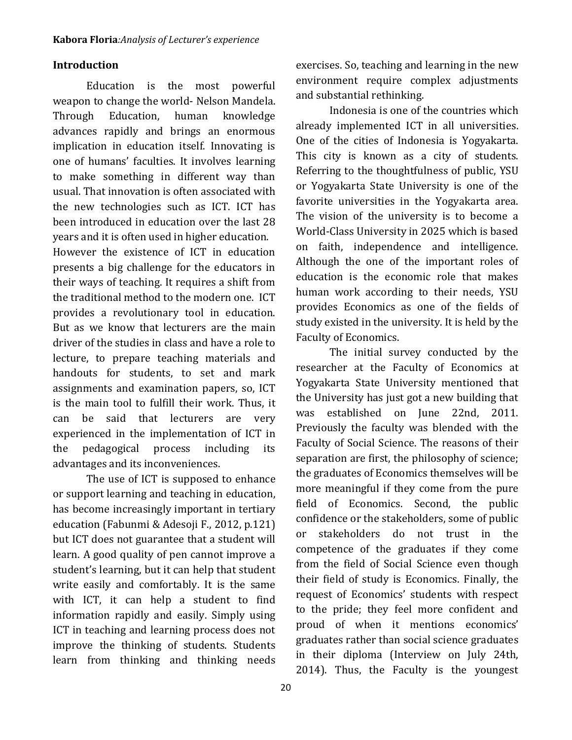## Introduction

Education is the most powerful weapon to change the world- Nelson Mandela. Through Education, human knowledge advances rapidly and brings an enormous implication in education itself. Innovating is one of humans' faculties. It involves learning to make something in different way than usual. That innovation is often associated with the new technologies such as ICT. ICT has been introduced in education over the last 28 years and it is often used in higher education.

However the existence of ICT in education presents a big challenge for the educators in their ways of teaching. It requires a shift from the traditional method to the modern one. ICT provides a revolutionary tool in education. But as we know that lecturers are the main driver of the studies in class and have a role to lecture, to prepare teaching materials and handouts for students, to set and mark assignments and examination papers, so, ICT is the main tool to fulfill their work. Thus, it can be said that lecturers are very experienced in the implementation of ICT in the pedagogical process including its advantages and its inconveniences.

The use of ICT is supposed to enhance or support learning and teaching in education, has become increasingly important in tertiary education (Fabunmi & Adesoji F., 2012, p.121) but ICT does not guarantee that a student will learn. A good quality of pen cannot improve a student's learning, but it can help that student write easily and comfortably. It is the same with ICT, it can help a student to find information rapidly and easily. Simply using ICT in teaching and learning process does not improve the thinking of students. Students learn from thinking and thinking needs exercises. So, teaching and learning in the new environment require complex adjustments and substantial rethinking.

Indonesia is one of the countries which already implemented ICT in all universities. One of the cities of Indonesia is Yogyakarta. This city is known as a city of students. Referring to the thoughtfulness of public, YSU or Yogyakarta State University is one of the favorite universities in the Yogyakarta area. The vision of the university is to become a World-Class University in 2025 which is based on faith, independence and intelligence. Although the one of the important roles of education is the economic role that makes human work according to their needs, YSU provides Economics as one of the fields of study existed in the university. It is held by the Faculty of Economics.

The initial survey conducted by the researcher at the Faculty of Economics at Yogyakarta State University mentioned that the University has just got a new building that was established on June 22nd, 2011. Previously the faculty was blended with the Faculty of Social Science. The reasons of their separation are first, the philosophy of science; the graduates of Economics themselves will be more meaningful if they come from the pure field of Economics. Second, the public confidence or the stakeholders, some of public or stakeholders do not trust in the competence of the graduates if they come from the field of Social Science even though their field of study is Economics. Finally, the request of Economics' students with respect to the pride; they feel more confident and proud of when it mentions economics' graduates rather than social science graduates in their diploma (Interview on July 24th, 2014). Thus, the Faculty is the youngest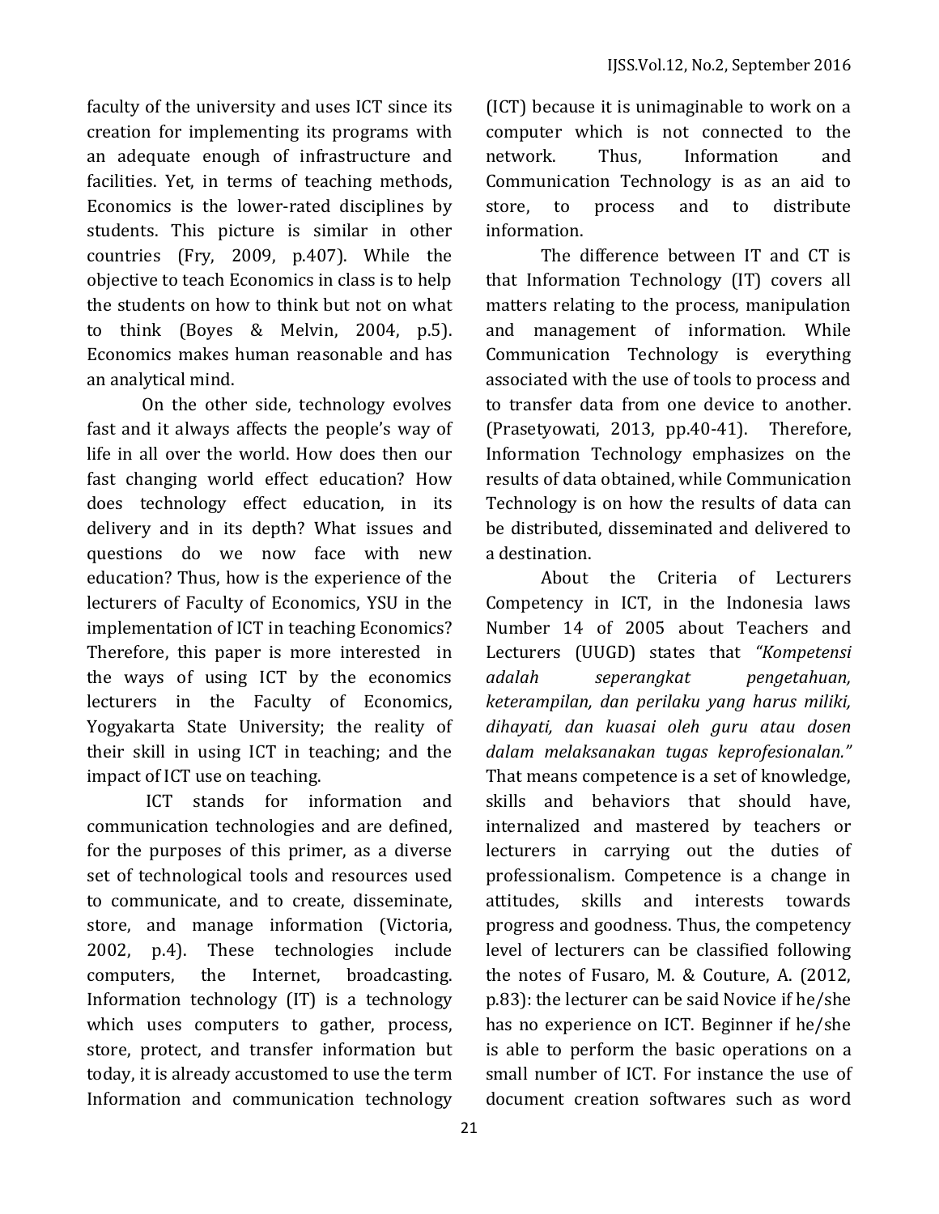faculty of the university and uses ICT since its creation for implementing its programs with an adequate enough of infrastructure and facilities. Yet, in terms of teaching methods, Economics is the lower-rated disciplines by students. This picture is similar in other countries (Fry, 2009, p.407). While the objective to teach Economics in class is to help the students on how to think but not on what to think (Boyes & Melvin, 2004, p.5). Economics makes human reasonable and has an analytical mind.

On the other side, technology evolves fast and it always affects the people's way of life in all over the world. How does then our fast changing world effect education? How does technology effect education, in its delivery and in its depth? What issues and questions do we now face with new education? Thus, how is the experience of the lecturers of Faculty of Economics, YSU in the implementation of ICT in teaching Economics? Therefore, this paper is more interested in the ways of using ICT by the economics lecturers in the Faculty of Economics, Yogyakarta State University; the reality of their skill in using ICT in teaching; and the impact of ICT use on teaching.

ICT stands for information and communication technologies and are defined, for the purposes of this primer, as a diverse set of technological tools and resources used to communicate, and to create, disseminate, store, and manage information (Victoria, 2002, p.4). These technologies include computers, the Internet, broadcasting. Information technology (IT) is a technology which uses computers to gather, process, store, protect, and transfer information but today, it is already accustomed to use the term Information and communication technology (ICT) because it is unimaginable to work on a computer which is not connected to the network. Thus, Information and Communication Technology is as an aid to store, to process and to distribute information.

The difference between IT and CT is that Information Technology (IT) covers all matters relating to the process, manipulation and management of information. While Communication Technology is everything associated with the use of tools to process and to transfer data from one device to another. (Prasetyowati, 2013, pp.40-41). Therefore, Information Technology emphasizes on the results of data obtained, while Communication Technology is on how the results of data can be distributed, disseminated and delivered to a destination.

About the Criteria of Lecturers Competency in ICT, in the Indonesia laws Number 14 of 2005 about Teachers and Lecturers (UUGD) states that *"Kompetensi adalah seperangkat pengetahuan, keterampilan, dan perilaku yang harus miliki, dihayati, dan kuasai oleh guru atau dosen dalam melaksanakan tugas keprofesionalan."* That means competence is a set of knowledge, skills and behaviors that should have, internalized and mastered by teachers or lecturers in carrying out the duties of professionalism. Competence is a change in attitudes, skills and interests towards progress and goodness. Thus, the competency level of lecturers can be classified following the notes of Fusaro, M. & Couture, A. (2012, p.83): the lecturer can be said Novice if he/she has no experience on ICT. Beginner if he/she is able to perform the basic operations on a small number of ICT. For instance the use of document creation softwares such as word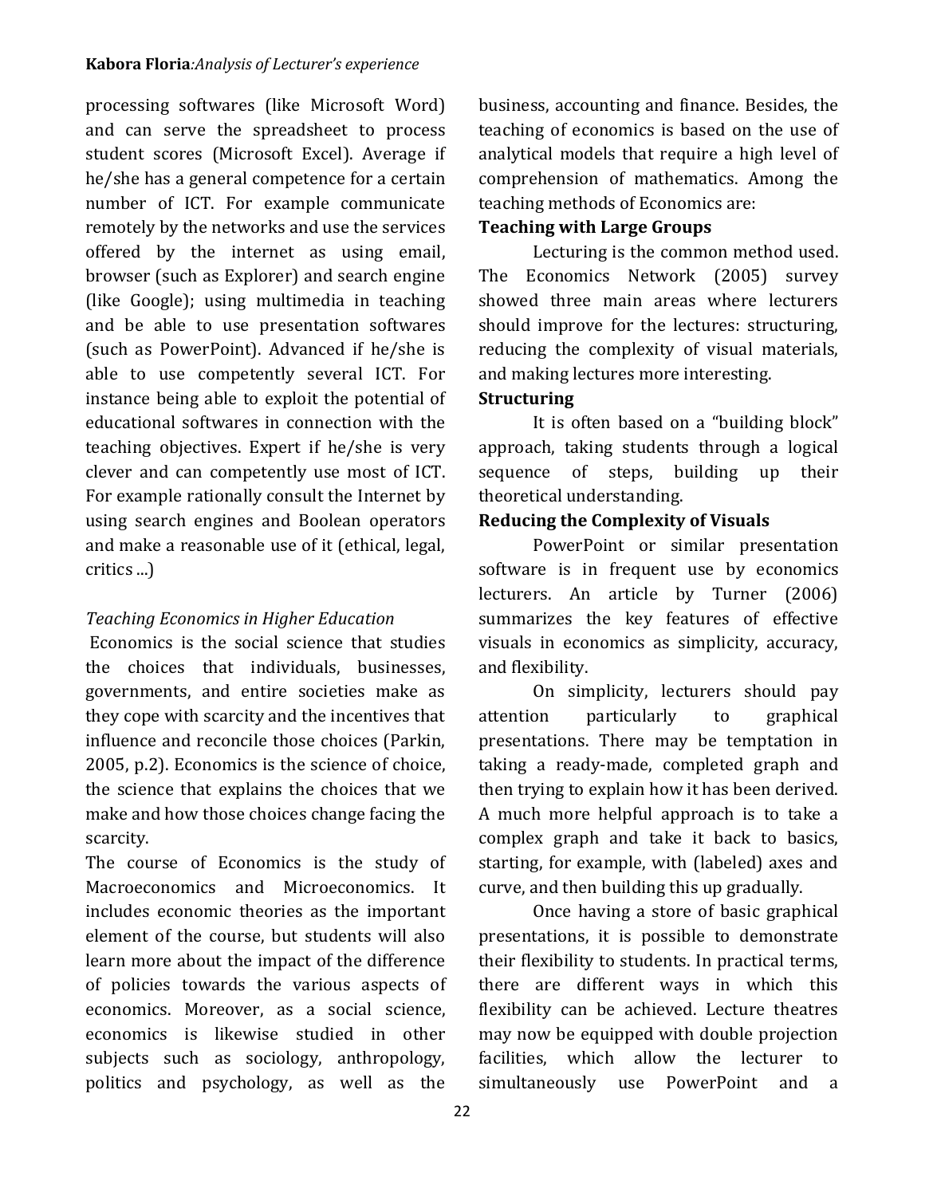processing softwares (like Microsoft Word) and can serve the spreadsheet to process student scores (Microsoft Excel). Average if he/she has a general competence for a certain number of ICT. For example communicate remotely by the networks and use the services offered by the internet as using email, browser (such as Explorer) and search engine (like Google); using multimedia in teaching and be able to use presentation softwares (such as PowerPoint). Advanced if he/she is able to use competently several ICT. For instance being able to exploit the potential of educational softwares in connection with the teaching objectives. Expert if he/she is very clever and can competently use most of ICT. For example rationally consult the Internet by using search engines and Boolean operators and make a reasonable use of it (ethical, legal, critics ...)

*Teaching Economics in Higher Education*

Economics is the social science that studies the choices that individuals, businesses, governments, and entire societies make as they cope with scarcity and the incentives that influence and reconcile those choices (Parkin, 2005, p.2). Economics is the science of choice, the science that explains the choices that we make and how those choices change facing the scarcity.

The course of Economics is the study of Macroeconomics and Microeconomics. It includes economic theories as the important element of the course, but students will also learn more about the impact of the difference of policies towards the various aspects of economics. Moreover, as a social science, economics is likewise studied in other subjects such as sociology, anthropology, politics and psychology, as well as the business, accounting and finance. Besides, the teaching of economics is based on the use of analytical models that require a high level of comprehension of mathematics. Among the teaching methods of Economics are:

**Teaching with Large Groups**

Lecturing is the common method used. The Economics Network (2005) survey showed three main areas where lecturers should improve for the lectures: structuring, reducing the complexity of visual materials, and making lectures more interesting.

**Structuring**

It is often based on a "building block" approach, taking students through a logical sequence of steps, building up their theoretical understanding.

**Reducing the Complexity of Visuals**

PowerPoint or similar presentation software is in frequent use by economics lecturers. An article by Turner (2006) summarizes the key features of effective visuals in economics as simplicity, accuracy, and flexibility.

On simplicity, lecturers should pay attention particularly to graphical presentations. There may be temptation in taking a ready-made, completed graph and then trying to explain how it has been derived. A much more helpful approach is to take a complex graph and take it back to basics, starting, for example, with (labeled) axes and curve, and then building this up gradually.

Once having a store of basic graphical presentations, it is possible to demonstrate their flexibility to students. In practical terms, there are different ways in which this flexibility can be achieved. Lecture theatres may now be equipped with double projection facilities, which allow the lecturer to simultaneously use PowerPoint and a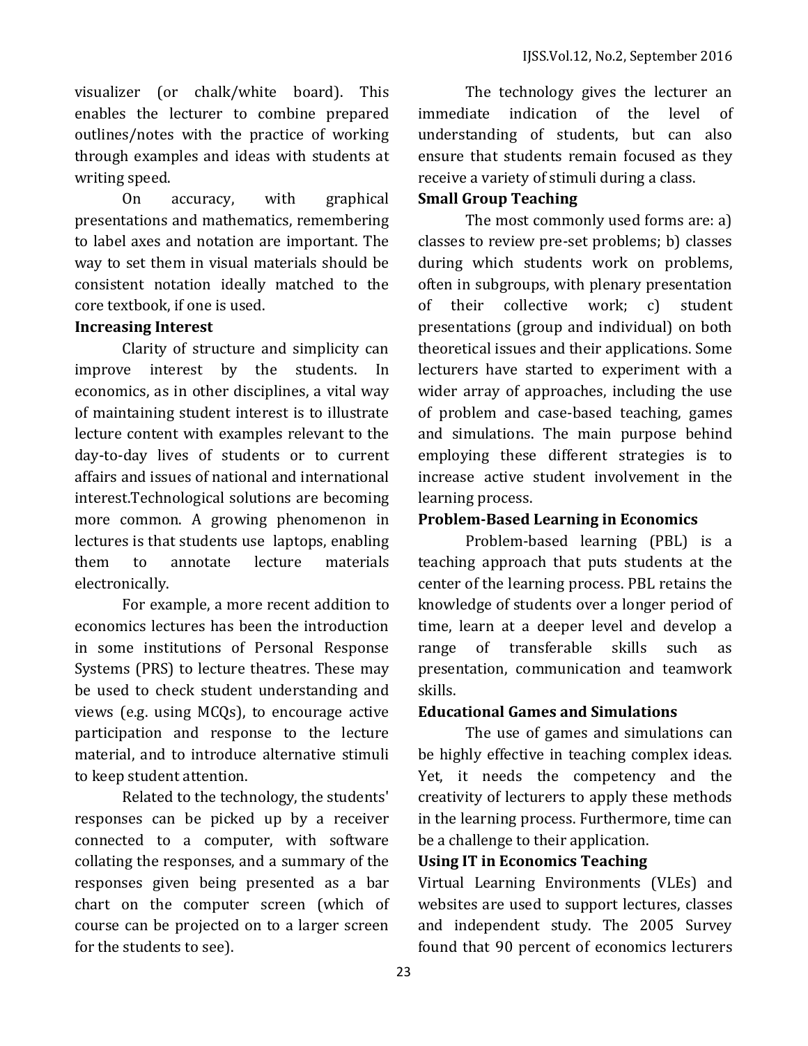visualizer (or chalk/white board). This enables the lecturer to combine prepared outlines/notes with the practice of working through examples and ideas with students at writing speed.

On accuracy, with graphical presentations and mathematics, remembering to label axes and notation are important. The way to set them in visual materials should be consistent notation ideally matched to the core textbook, if one is used.

**Increasing Interest**

Clarity of structure and simplicity can improve interest by the students. In economics, as in other disciplines, a vital way of maintaining student interest is to illustrate lecture content with examples relevant to the day-to-day lives of students or to current affairs and issues of national and international interest.Technological solutions are becoming more common. A growing phenomenon in lectures is that students use laptops, enabling them to annotate lecture materials electronically.

For example, a more recent addition to economics lectures has been the introduction in some institutions of Personal Response Systems (PRS) to lecture theatres. These may be used to check student understanding and views (e.g. using MCQs), to encourage active participation and response to the lecture material, and to introduce alternative stimuli to keep student attention.

Related to the technology, the students' responses can be picked up by a receiver connected to a computer, with software collating the responses, and a summary of the responses given being presented as a bar chart on the computer screen (which of course can be projected on to a larger screen for the students to see).

The technology gives the lecturer an immediate indication of the level of understanding of students, but can also ensure that students remain focused as they receive a variety of stimuli during a class.

**Small Group Teaching**

The most commonly used forms are: a) classes to review pre-set problems; b) classes during which students work on problems, often in subgroups, with plenary presentation of their collective work; c) student presentations (group and individual) on both theoretical issues and their applications. Some lecturers have started to experiment with a wider array of approaches, including the use of problem and case-based teaching, games and simulations. The main purpose behind employing these different strategies is to increase active student involvement in the learning process.

**Problem-Based Learning in Economics**

Problem-based learning (PBL) is a teaching approach that puts students at the center of the learning process. PBL retains the knowledge of students over a longer period of time, learn at a deeper level and develop a range of transferable skills such as presentation, communication and teamwork skills.

**Educational Games and Simulations**

The use of games and simulations can be highly effective in teaching complex ideas. Yet, it needs the competency and the creativity of lecturers to apply these methods in the learning process. Furthermore, time can be a challenge to their application.

**Using IT in Economics Teaching**

Virtual Learning Environments (VLEs) and websites are used to support lectures, classes and independent study. The 2005 Survey found that 90 percent of economics lecturers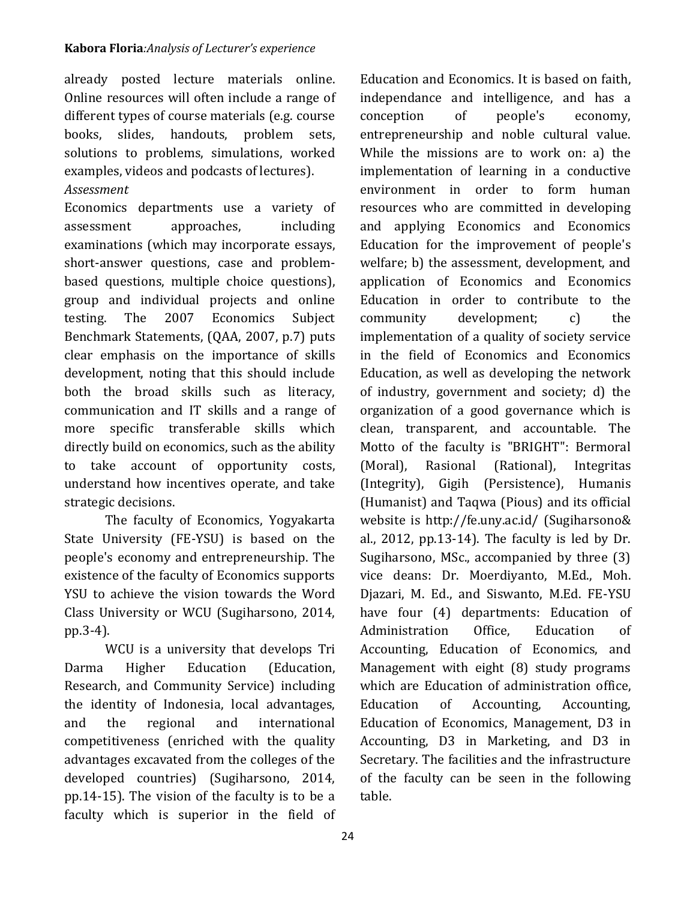already posted lecture materials online. Online resources will often include a range of different types of course materials (e.g. course books, slides, handouts, problem sets, solutions to problems, simulations, worked examples, videos and podcasts of lectures).

*Assessment*

Economics departments use a variety of assessment approaches, including examinations (which may incorporate essays, short-answer questions, case and problem-based questions, multiple choice questions), group and individual projects and online testing. The 2007 Economics Subject Benchmark Statements, (QAA, 2007, p.7) puts clear emphasis on the importance of skills development, noting that this should include both the broad skills such as literacy, communication and IT skills and a range of more specific transferable skills which directly build on economics, such as the ability to take account of opportunity costs, understand how incentives operate, and take strategic decisions.

The faculty of Economics, Yogyakarta State University (FE-YSU) is based on the people's economy and entrepreneurship. The existence of the faculty of Economics supports YSU to achieve the vision towards the Word Class University or WCU (Sugiharsono, 2014, pp.3-4).

WCU is a university that develops Tri Darma Higher Education (Education, Research, and Community Service) including the identity of Indonesia, local advantages, and the regional and international competitiveness (enriched with the quality advantages excavated from the colleges of the developed countries) (Sugiharsono, 2014, pp.14-15). The vision of the faculty is to be a faculty which is superior in the field of Education and Economics. It is based on faith, independance and intelligence, and has a conception of people's economy, entrepreneurship and noble cultural value. While the missions are to work on: a) the implementation of learning in a conductive environment in order to form human resources who are committed in developing and applying Economics and Economics Education for the improvement of people's welfare; b) the assessment, development, and application of Economics and Economics Education in order to contribute to the community development; c) the implementation of a quality of society service in the field of Economics and Economics Education, as well as developing the network of industry, government and society; d) the organization of a good governance which is clean, transparent, and accountable. The Motto of the faculty is "BRIGHT": Bermoral (Moral), Rasional (Rational), Integritas (Integrity), Gigih (Persistence), Humanis (Humanist) and Taqwa (Pious) and its official website is http://fe.uny.ac.id/ (Sugiharsono& al., 2012, pp.13-14). The faculty is led by Dr. Sugiharsono, MSc., accompanied by three (3) vice deans: Dr. Moerdiyanto, M.Ed., Moh. Djazari, M. Ed., and Siswanto, M.Ed. FE-YSU have four (4) departments: Education of Administration Office, Education of Accounting, Education of Economics, and Management with eight (8) study programs which are Education of administration office, Education of Accounting, Accounting, Education of Economics, Management, D3 in Accounting, D3 in Marketing, and D3 in Secretary. The facilities and the infrastructure of the faculty can be seen in the following table.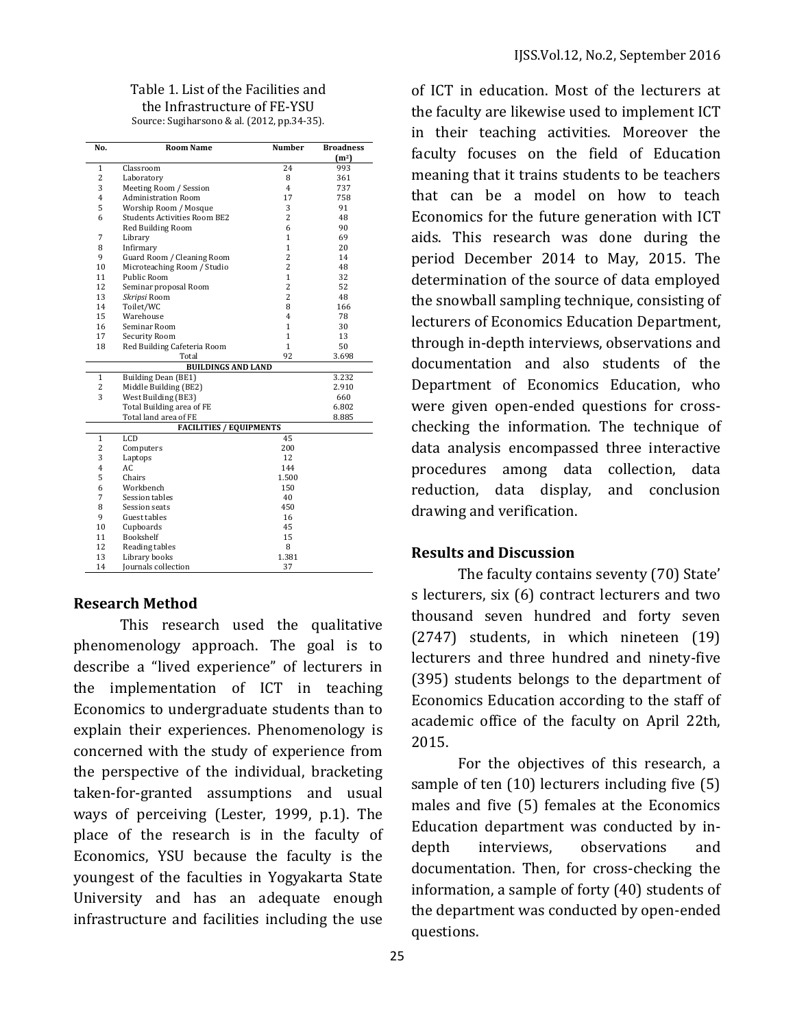Table 1. List of the Facilities and the Infrastructure of FE-YSU

Source: Sugiharsono & al. (2012, pp.34-35).

| No. | Room Name | Number | Broadness (m²) |
|---|---|---|---|
| 1 | Classroom | 24 | 993 |
| 2 | Laboratory | 8 | 361 |
| 3 | Meeting Room / Session | 4 | 737 |
| 4 | Administration Room | 17 | 758 |
| 5 | Worship Room / Mosque | 3 | 91 |
| 6 | Students Activities Room BE2 | 2 | 48 |
| | Red Building Room | 6 | 90 |
| 7 | Library | 1 | 69 |
| 8 | Infirmary | 1 | 20 |
| 9 | Guard Room / Cleaning Room | 2 | 14 |
| 10 | Microteaching Room / Studio | 2 | 48 |
| 11 | Public Room | 1 | 32 |
| 12 | Seminar proposal Room | 2 | 52 |
| 13 | *Skripsi* Room | 2 | 48 |
| 14 | Toilet/WC | 8 | 166 |
| 15 | Warehouse | 4 | 78 |
| 16 | Seminar Room | 1 | 30 |
| 17 | Security Room | 1 | 13 |
| 18 | Red Building Cafeteria Room | 1 | 50 |
| | Total | 92 | 3.698 |
| | **BUILDINGS AND LAND** | | |
| 1 | Building Dean (BE1) | | 3.232 |
| 2 | Middle Building (BE2) | | 2.910 |
| 3 | West Building (BE3) | | 660 |
| | Total Building area of FE | | 6.802 |
| | Total land area of FE | | 8.885 |
| | **FACILITIES / EQUIPMENTS** | | |
| 1 | LCD | 45 | |
| 2 | Computers | 200 | |
| 3 | Laptops | 12 | |
| 4 | AC | 144 | |
| 5 | Chairs | 1.500 | |
| 6 | Workbench | 150 | |
| 7 | Session tables | 40 | |
| 8 | Session seats | 450 | |
| 9 | Guest tables | 16 | |
| 10 | Cupboards | 45 | |
| 11 | Bookshelf | 15 | |
| 12 | Reading tables | 8 | |
| 13 | Library books | 1.381 | |
| 14 | Journals collection | 37 | |

## Research Method

This research used the qualitative phenomenology approach. The goal is to describe a "lived experience" of lecturers in the implementation of ICT in teaching Economics to undergraduate students than to explain their experiences. Phenomenology is concerned with the study of experience from the perspective of the individual, bracketing taken-for-granted assumptions and usual ways of perceiving (Lester, 1999, p.1). The place of the research is in the faculty of Economics, YSU because the faculty is the youngest of the faculties in Yogyakarta State University and has an adequate enough infrastructure and facilities including the use of ICT in education. Most of the lecturers at the faculty are likewise used to implement ICT in their teaching activities. Moreover the faculty focuses on the field of Education meaning that it trains students to be teachers that can be a model on how to teach Economics for the future generation with ICT aids. This research was done during the period December 2014 to May, 2015. The determination of the source of data employed the snowball sampling technique, consisting of lecturers of Economics Education Department, through in-depth interviews, observations and documentation and also students of the Department of Economics Education, who were given open-ended questions for cross-checking the information. The technique of data analysis encompassed three interactive procedures among data collection, data reduction, data display, and conclusion drawing and verification.

## Results and Discussion

The faculty contains seventy (70) State' s lecturers, six (6) contract lecturers and two thousand seven hundred and forty seven (2747) students, in which nineteen (19) lecturers and three hundred and ninety-five (395) students belongs to the department of Economics Education according to the staff of academic office of the faculty on April 22th, 2015.

For the objectives of this research, a sample of ten (10) lecturers including five (5) males and five (5) females at the Economics Education department was conducted by in-depth interviews, observations and documentation. Then, for cross-checking the information, a sample of forty (40) students of the department was conducted by open-ended questions.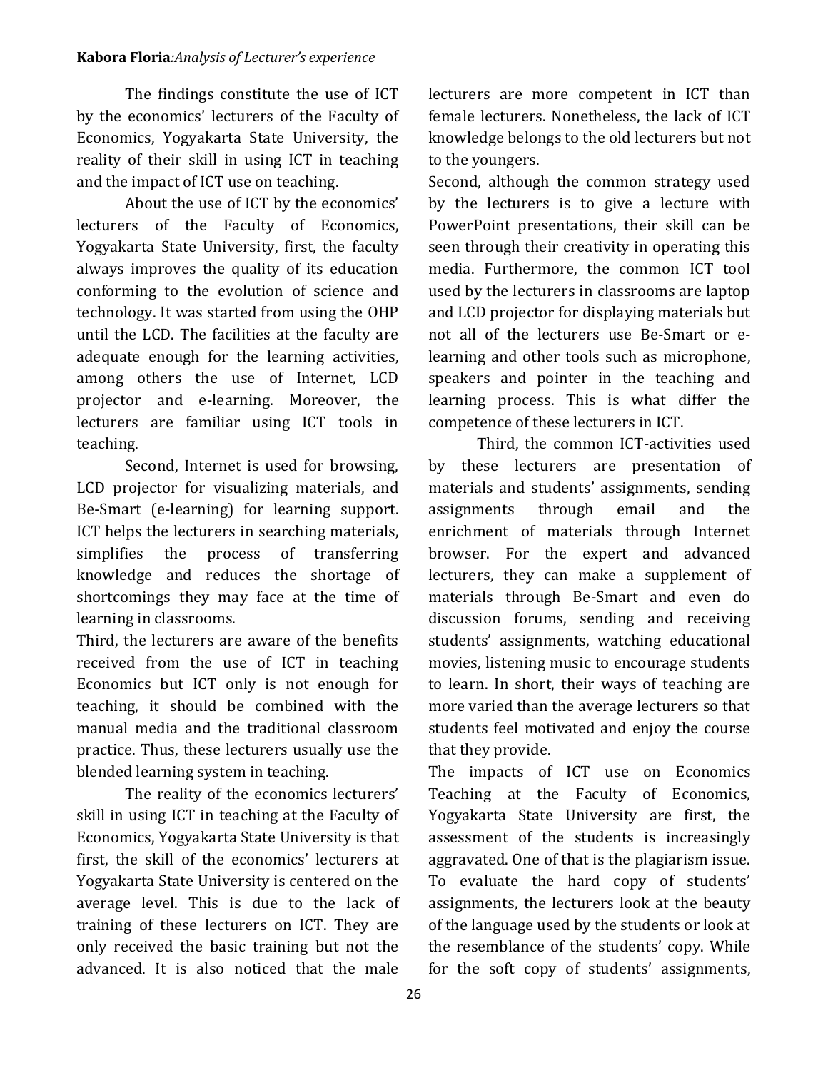The findings constitute the use of ICT by the economics' lecturers of the Faculty of Economics, Yogyakarta State University, the reality of their skill in using ICT in teaching and the impact of ICT use on teaching.

About the use of ICT by the economics' lecturers of the Faculty of Economics, Yogyakarta State University, first, the faculty always improves the quality of its education conforming to the evolution of science and technology. It was started from using the OHP until the LCD. The facilities at the faculty are adequate enough for the learning activities, among others the use of Internet, LCD projector and e-learning. Moreover, the lecturers are familiar using ICT tools in teaching.

Second, Internet is used for browsing, LCD projector for visualizing materials, and Be-Smart (e-learning) for learning support. ICT helps the lecturers in searching materials, simplifies the process of transferring knowledge and reduces the shortage of shortcomings they may face at the time of learning in classrooms.

Third, the lecturers are aware of the benefits received from the use of ICT in teaching Economics but ICT only is not enough for teaching, it should be combined with the manual media and the traditional classroom practice. Thus, these lecturers usually use the blended learning system in teaching.

The reality of the economics lecturers' skill in using ICT in teaching at the Faculty of Economics, Yogyakarta State University is that first, the skill of the economics' lecturers at Yogyakarta State University is centered on the average level. This is due to the lack of training of these lecturers on ICT. They are only received the basic training but not the advanced. It is also noticed that the male lecturers are more competent in ICT than female lecturers. Nonetheless, the lack of ICT knowledge belongs to the old lecturers but not to the youngers.

Second, although the common strategy used by the lecturers is to give a lecture with PowerPoint presentations, their skill can be seen through their creativity in operating this media. Furthermore, the common ICT tool used by the lecturers in classrooms are laptop and LCD projector for displaying materials but not all of the lecturers use Be-Smart or e-learning and other tools such as microphone, speakers and pointer in the teaching and learning process. This is what differ the competence of these lecturers in ICT.

Third, the common ICT-activities used by these lecturers are presentation of materials and students' assignments, sending assignments through email and the enrichment of materials through Internet browser. For the expert and advanced lecturers, they can make a supplement of materials through Be-Smart and even do discussion forums, sending and receiving students' assignments, watching educational movies, listening music to encourage students to learn. In short, their ways of teaching are more varied than the average lecturers so that students feel motivated and enjoy the course that they provide.

The impacts of ICT use on Economics Teaching at the Faculty of Economics, Yogyakarta State University are first, the assessment of the students is increasingly aggravated. One of that is the plagiarism issue. To evaluate the hard copy of students' assignments, the lecturers look at the beauty of the language used by the students or look at the resemblance of the students' copy. While for the soft copy of students' assignments,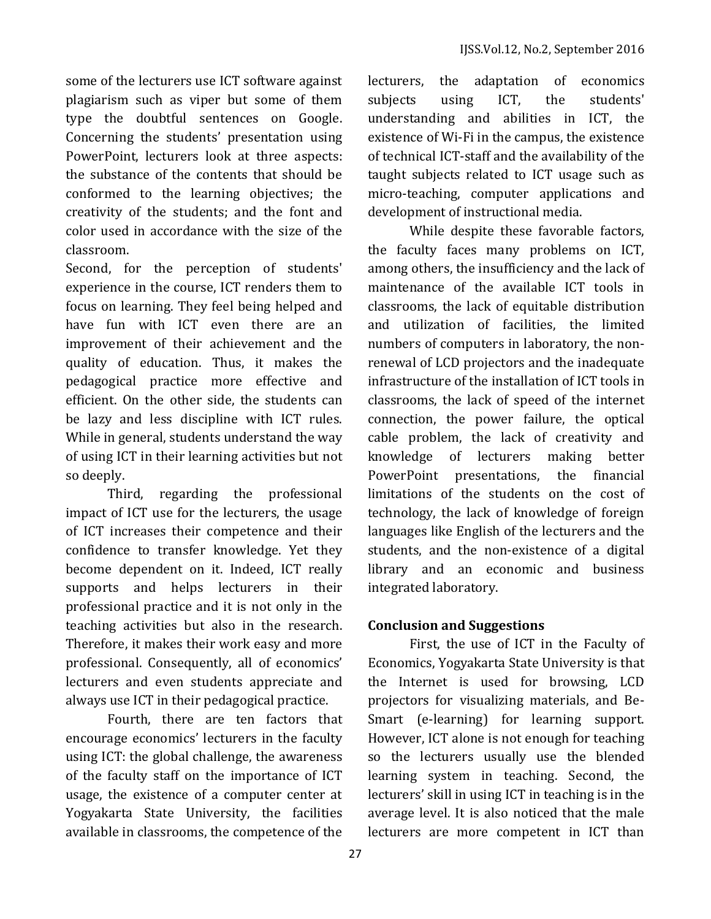some of the lecturers use ICT software against plagiarism such as viper but some of them type the doubtful sentences on Google. Concerning the students' presentation using PowerPoint, lecturers look at three aspects: the substance of the contents that should be conformed to the learning objectives; the creativity of the students; and the font and color used in accordance with the size of the classroom.

Second, for the perception of students' experience in the course, ICT renders them to focus on learning. They feel being helped and have fun with ICT even there are an improvement of their achievement and the quality of education. Thus, it makes the pedagogical practice more effective and efficient. On the other side, the students can be lazy and less discipline with ICT rules. While in general, students understand the way of using ICT in their learning activities but not so deeply.

Third, regarding the professional impact of ICT use for the lecturers, the usage of ICT increases their competence and their confidence to transfer knowledge. Yet they become dependent on it. Indeed, ICT really supports and helps lecturers in their professional practice and it is not only in the teaching activities but also in the research. Therefore, it makes their work easy and more professional. Consequently, all of economics' lecturers and even students appreciate and always use ICT in their pedagogical practice.

Fourth, there are ten factors that encourage economics' lecturers in the faculty using ICT: the global challenge, the awareness of the faculty staff on the importance of ICT usage, the existence of a computer center at Yogyakarta State University, the facilities available in classrooms, the competence of the lecturers, the adaptation of economics subjects using ICT, the students' understanding and abilities in ICT, the existence of Wi-Fi in the campus, the existence of technical ICT-staff and the availability of the taught subjects related to ICT usage such as micro-teaching, computer applications and development of instructional media.

While despite these favorable factors, the faculty faces many problems on ICT, among others, the insufficiency and the lack of maintenance of the available ICT tools in classrooms, the lack of equitable distribution and utilization of facilities, the limited numbers of computers in laboratory, the non-renewal of LCD projectors and the inadequate infrastructure of the installation of ICT tools in classrooms, the lack of speed of the internet connection, the power failure, the optical cable problem, the lack of creativity and knowledge of lecturers making better PowerPoint presentations, the financial limitations of the students on the cost of technology, the lack of knowledge of foreign languages like English of the lecturers and the students, and the non-existence of a digital library and an economic and business integrated laboratory.

## Conclusion and Suggestions

First, the use of ICT in the Faculty of Economics, Yogyakarta State University is that the Internet is used for browsing, LCD projectors for visualizing materials, and Be-Smart (e-learning) for learning support. However, ICT alone is not enough for teaching so the lecturers usually use the blended learning system in teaching. Second, the lecturers' skill in using ICT in teaching is in the average level. It is also noticed that the male lecturers are more competent in ICT than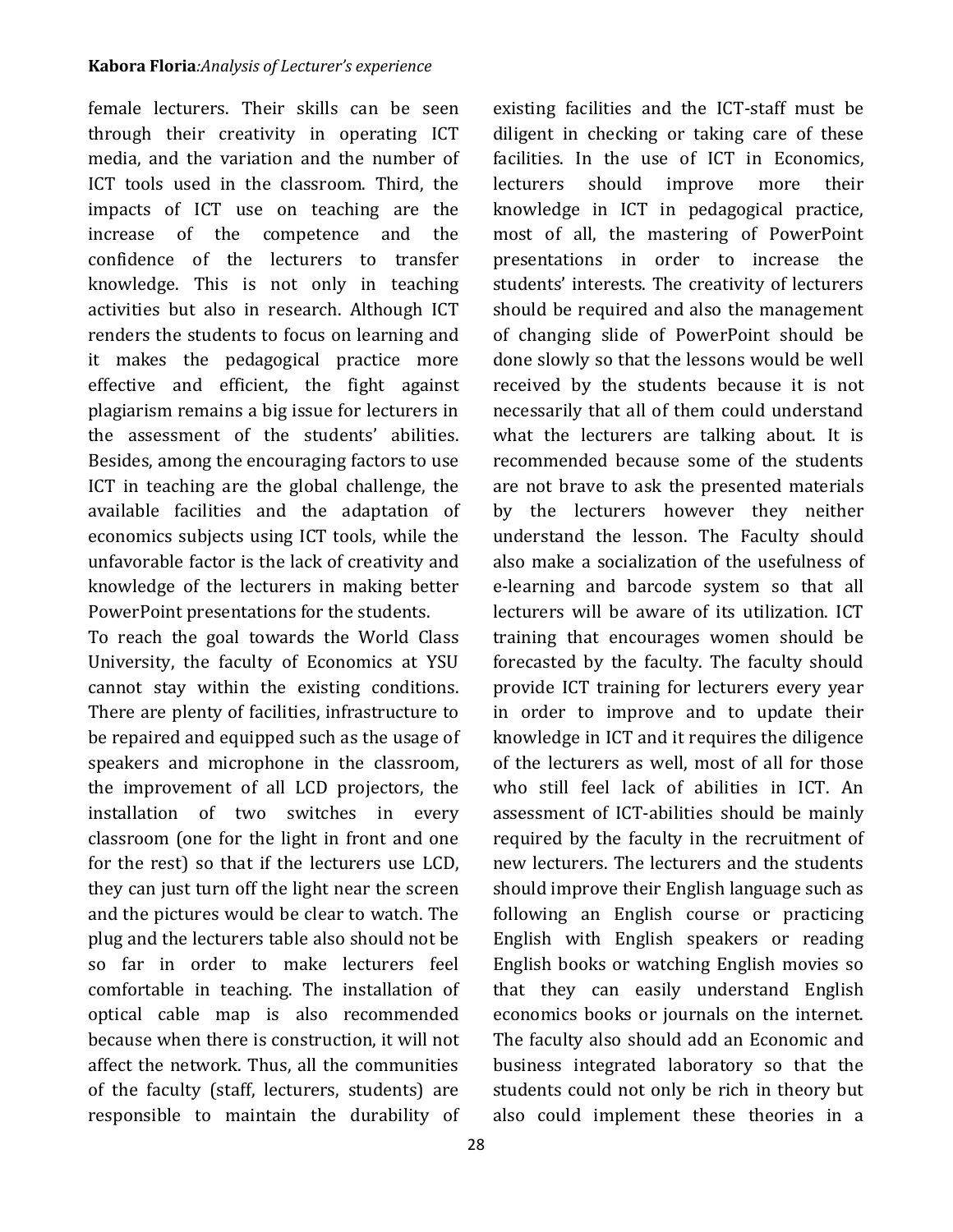female lecturers. Their skills can be seen through their creativity in operating ICT media, and the variation and the number of ICT tools used in the classroom. Third, the impacts of ICT use on teaching are the increase of the competence and the confidence of the lecturers to transfer knowledge. This is not only in teaching activities but also in research. Although ICT renders the students to focus on learning and it makes the pedagogical practice more effective and efficient, the fight against plagiarism remains a big issue for lecturers in the assessment of the students' abilities. Besides, among the encouraging factors to use ICT in teaching are the global challenge, the available facilities and the adaptation of economics subjects using ICT tools, while the unfavorable factor is the lack of creativity and knowledge of the lecturers in making better PowerPoint presentations for the students.

To reach the goal towards the World Class University, the faculty of Economics at YSU cannot stay within the existing conditions. There are plenty of facilities, infrastructure to be repaired and equipped such as the usage of speakers and microphone in the classroom, the improvement of all LCD projectors, the installation of two switches in every classroom (one for the light in front and one for the rest) so that if the lecturers use LCD, they can just turn off the light near the screen and the pictures would be clear to watch. The plug and the lecturers table also should not be so far in order to make lecturers feel comfortable in teaching. The installation of optical cable map is also recommended because when there is construction, it will not affect the network. Thus, all the communities of the faculty (staff, lecturers, students) are responsible to maintain the durability of existing facilities and the ICT-staff must be diligent in checking or taking care of these facilities. In the use of ICT in Economics, lecturers should improve more their knowledge in ICT in pedagogical practice, most of all, the mastering of PowerPoint presentations in order to increase the students' interests. The creativity of lecturers should be required and also the management of changing slide of PowerPoint should be done slowly so that the lessons would be well received by the students because it is not necessarily that all of them could understand what the lecturers are talking about. It is recommended because some of the students are not brave to ask the presented materials by the lecturers however they neither understand the lesson. The Faculty should also make a socialization of the usefulness of e-learning and barcode system so that all lecturers will be aware of its utilization. ICT training that encourages women should be forecasted by the faculty. The faculty should provide ICT training for lecturers every year in order to improve and to update their knowledge in ICT and it requires the diligence of the lecturers as well, most of all for those who still feel lack of abilities in ICT. An assessment of ICT-abilities should be mainly required by the faculty in the recruitment of new lecturers. The lecturers and the students should improve their English language such as following an English course or practicing English with English speakers or reading English books or watching English movies so that they can easily understand English economics books or journals on the internet. The faculty also should add an Economic and business integrated laboratory so that the students could not only be rich in theory but also could implement these theories in a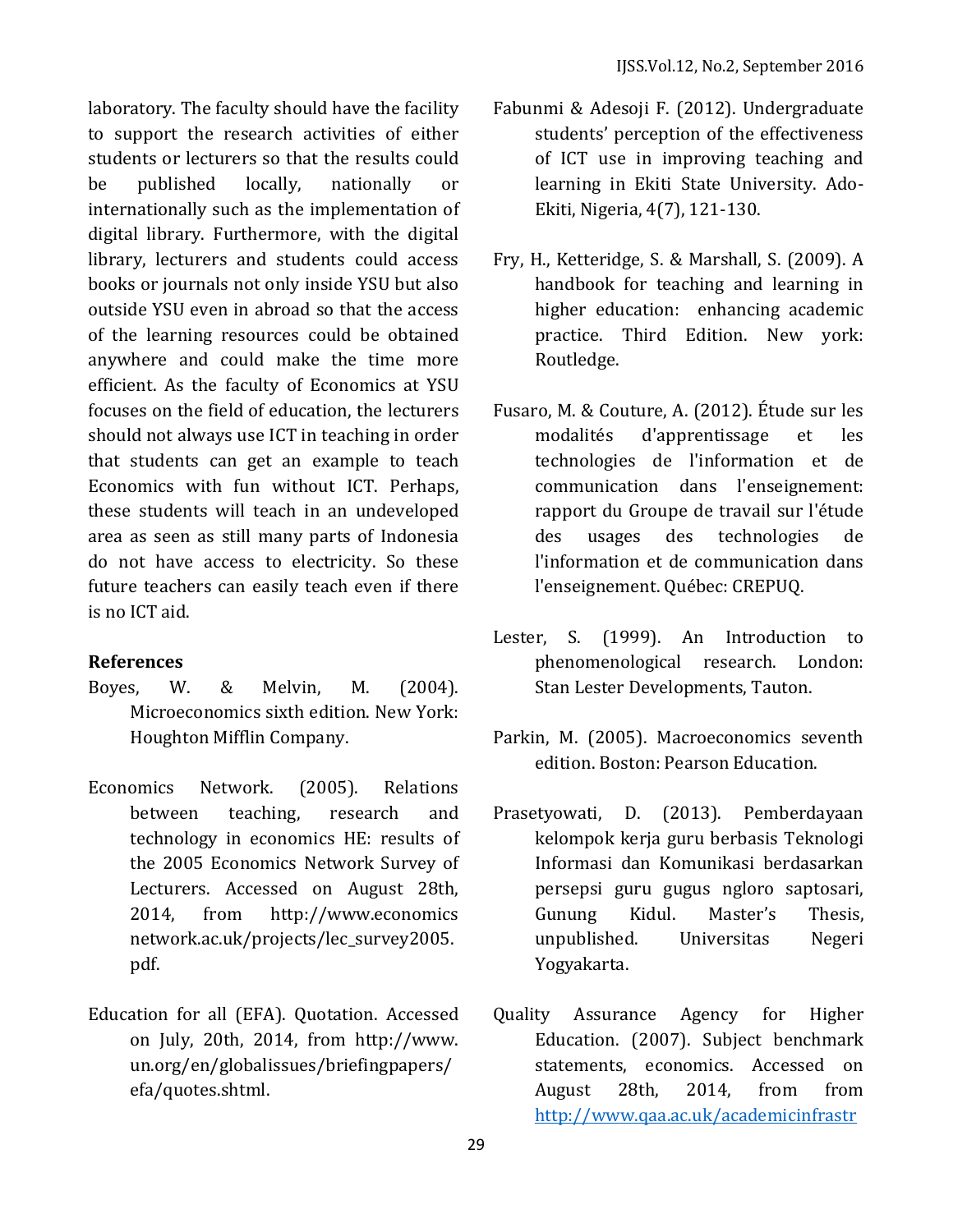laboratory. The faculty should have the facility to support the research activities of either students or lecturers so that the results could be published locally, nationally or internationally such as the implementation of digital library. Furthermore, with the digital library, lecturers and students could access books or journals not only inside YSU but also outside YSU even in abroad so that the access of the learning resources could be obtained anywhere and could make the time more efficient. As the faculty of Economics at YSU focuses on the field of education, the lecturers should not always use ICT in teaching in order that students can get an example to teach Economics with fun without ICT. Perhaps, these students will teach in an undeveloped area as seen as still many parts of Indonesia do not have access to electricity. So these future teachers can easily teach even if there is no ICT aid.

**References**

Boyes, W. & Melvin, M. (2004). Microeconomics sixth edition. New York: Houghton Mifflin Company.

Economics Network. (2005). Relations between teaching, research and technology in economics HE: results of the 2005 Economics Network Survey of Lecturers. Accessed on August 28th, 2014, from http://www.economics network.ac.uk/projects/lec_survey2005. pdf.

Education for all (EFA). Quotation. Accessed on July, 20th, 2014, from http://www. un.org/en/globalissues/briefingpapers/ efa/quotes.shtml.

Fabunmi & Adesoji F. (2012). Undergraduate students' perception of the effectiveness of ICT use in improving teaching and learning in Ekiti State University. Ado-Ekiti, Nigeria, 4(7), 121-130.

Fry, H., Ketteridge, S. & Marshall, S. (2009). A handbook for teaching and learning in higher education: enhancing academic practice. Third Edition. New york: Routledge.

Fusaro, M. & Couture, A. (2012). Étude sur les modalités d'apprentissage et les technologies de l'information et de communication dans l'enseignement: rapport du Groupe de travail sur l'étude des usages des technologies de l'information et de communication dans l'enseignement. Québec: CREPUQ.

Lester, S. (1999). An Introduction to phenomenological research. London: Stan Lester Developments, Tauton.

Parkin, M. (2005). Macroeconomics seventh edition. Boston: Pearson Education.

Prasetyowati, D. (2013). Pemberdayaan kelompok kerja guru berbasis Teknologi Informasi dan Komunikasi berdasarkan persepsi guru gugus ngloro saptosari, Gunung Kidul. Master's Thesis, unpublished. Universitas Negeri Yogyakarta.

Quality Assurance Agency for Higher Education. (2007). Subject benchmark statements, economics. Accessed on August 28th, 2014, from from http://www.qaa.ac.uk/academicinfrastr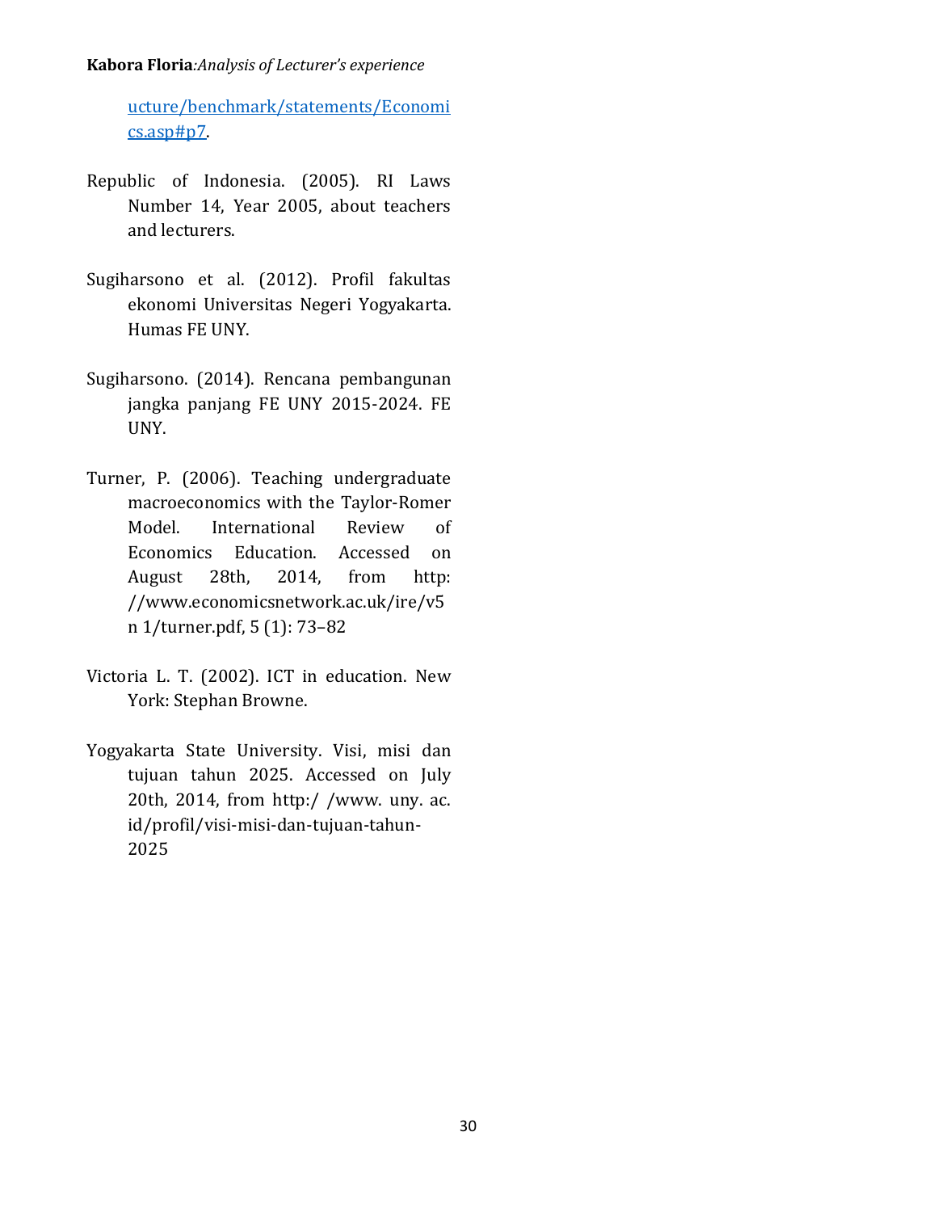ucture/benchmark/statements/Economics.asp#p7.

Republic of Indonesia. (2005). RI Laws Number 14, Year 2005, about teachers and lecturers.

Sugiharsono et al. (2012). Profil fakultas ekonomi Universitas Negeri Yogyakarta. Humas FE UNY.

Sugiharsono. (2014). Rencana pembangunan jangka panjang FE UNY 2015-2024. FE UNY.

Turner, P. (2006). Teaching undergraduate macroeconomics with the Taylor-Romer Model. International Review of Economics Education. Accessed on August 28th, 2014, from http: //www.economicsnetwork.ac.uk/ire/v5 n 1/turner.pdf, 5 (1): 73–82

Victoria L. T. (2002). ICT in education. New York: Stephan Browne.

Yogyakarta State University. Visi, misi dan tujuan tahun 2025. Accessed on July 20th, 2014, from http:/ /www. uny. ac. id/profil/visi-misi-dan-tujuan-tahun-2025